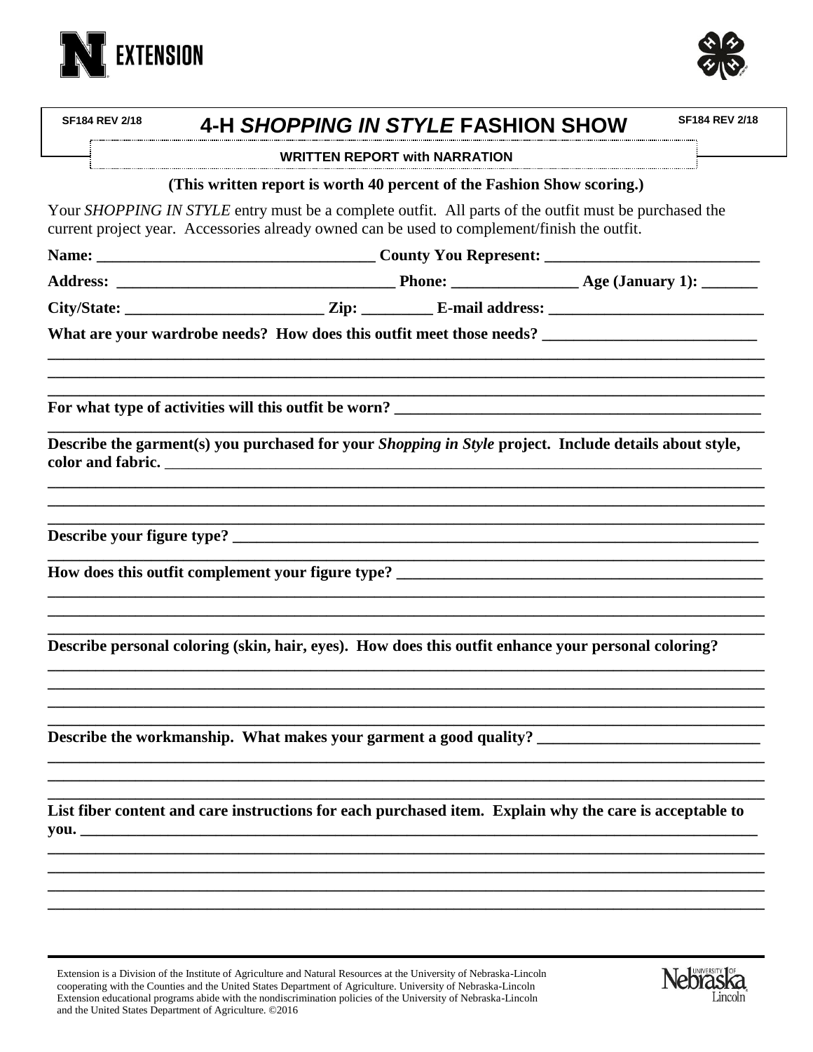SF184 REV 2/18

# 4-H *SHOPPING IN STYLE* FASHION SHOW

SF184 REV 2/18

**WRITTEN REPORT with NARRATION**

**(This written report is worth 40 percent of the Fashion Show scoring.)**

Your *SHOPPING IN STYLE* entry must be a complete outfit. All parts of the outfit must be purchased the current project year. Accessories already owned can be used to complement/finish the outfit.

**Name:** ___________________________________ **County You Represent:** ___________________________

**Address:** ___________________________________ **Phone:** _______________ **Age (January 1):** _______

**City/State:** ________________________ **Zip:** ________ **E-mail address:** ___________________________

**What are your wardrobe needs? How does this outfit meet those needs?** ___________________________

_____________________________________________________________________________________________

_____________________________________________________________________________________________

_____________________________________________________________________________________________

**For what type of activities will this outfit be worn?** _______________________________________________

_____________________________________________________________________________________________

**Describe the garment(s) you purchased for your *Shopping in Style* project. Include details about style, color and fabric.** _____________________________________________________________________________

_____________________________________________________________________________________________

_____________________________________________________________________________________________

_____________________________________________________________________________________________

**Describe your figure type?** _____________________________________________________________________

_____________________________________________________________________________________________

**How does this outfit complement your figure type?** _______________________________________________

_____________________________________________________________________________________________

_____________________________________________________________________________________________

_____________________________________________________________________________________________

**Describe personal coloring (skin, hair, eyes). How does this outfit enhance your personal coloring?**

_____________________________________________________________________________________________

_____________________________________________________________________________________________

_____________________________________________________________________________________________

_____________________________________________________________________________________________

**Describe the workmanship. What makes your garment a good quality?** ___________________________

_____________________________________________________________________________________________

_____________________________________________________________________________________________

_____________________________________________________________________________________________

**List fiber content and care instructions for each purchased item. Explain why the care is acceptable to you.** _____________________________________________________________________________________

_____________________________________________________________________________________________

_____________________________________________________________________________________________

_____________________________________________________________________________________________

_____________________________________________________________________________________________

Extension is a Division of the Institute of Agriculture and Natural Resources at the University of Nebraska-Lincoln cooperating with the Counties and the United States Department of Agriculture. University of Nebraska-Lincoln Extension educational programs abide with the nondiscrimination policies of the University of Nebraska-Lincoln and the United States Department of Agriculture. ©2016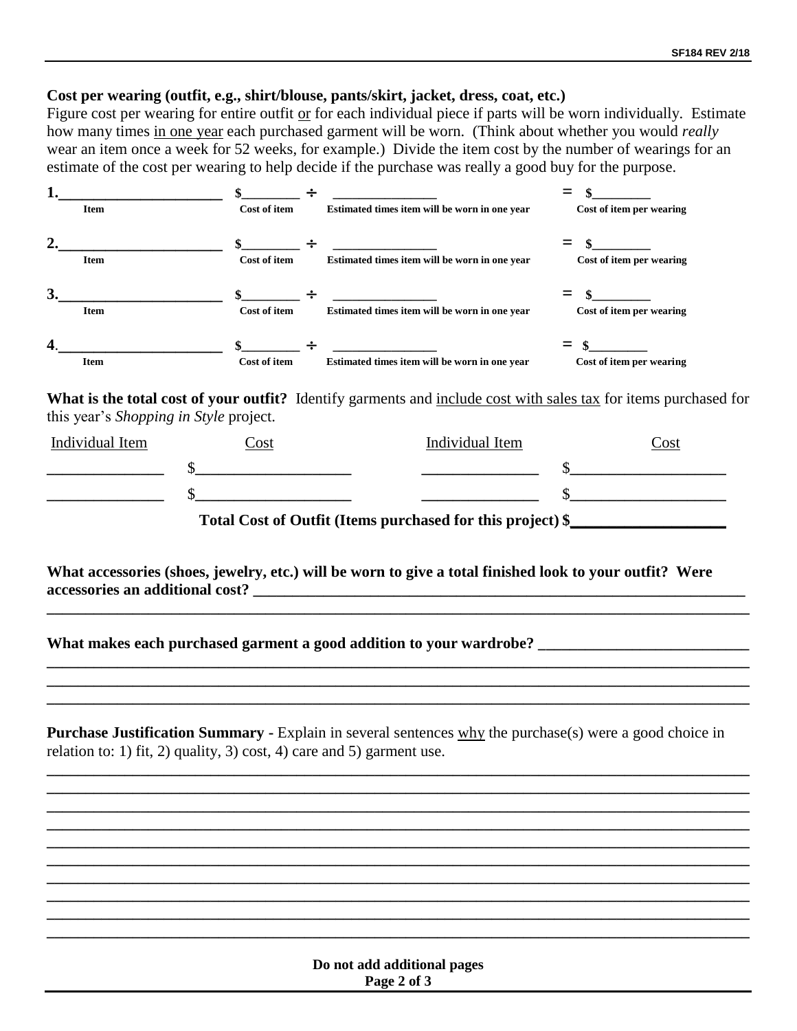**Cost per wearing (outfit, e.g., shirt/blouse, pants/skirt, jacket, dress, coat, etc.)**

Figure cost per wearing for entire outfit or for each individual piece if parts will be worn individually. Estimate how many times in one year each purchased garment will be worn. (Think about whether you would *really* wear an item once a week for 52 weeks, for example.) Divide the item cost by the number of wearings for an estimate of the cost per wearing to help decide if the purchase was really a good buy for the purpose.

| | Item | | Cost of item | | Estimated times item will be worn in one year | | Cost of item per wearing |
|---|---|---|---|---|---|---|---|
| 1. | ____________________ | | $________ | ÷ | ______________ | = | $________ |
| 2. | ____________________ | | $________ | ÷ | ______________ | = | $________ |
| 3. | ____________________ | | $________ | ÷ | ______________ | = | $________ |
| 4. | ____________________ | | $________ | ÷ | ______________ | = | $________ |

**What is the total cost of your outfit?** Identify garments and include cost with sales tax for items purchased for this year's *Shopping in Style* project.

| Individual Item | Cost | Individual Item | Cost |
|---|---|---|---|
| ______________ | $___________________ | ______________ | $___________________ |
| ______________ | $___________________ | ______________ | $___________________ |

**Total Cost of Outfit (Items purchased for this project) $__________________**

**What accessories (shoes, jewelry, etc.) will be worn to give a total finished look to your outfit? Were accessories an additional cost?** ______________________________________________________________

________________________________________________________________________________

**What makes each purchased garment a good addition to your wardrobe?** ________________________

________________________________________________________________________________

________________________________________________________________________________

________________________________________________________________________________

**Purchase Justification Summary -** Explain in several sentences why the purchase(s) were a good choice in relation to: 1) fit, 2) quality, 3) cost, 4) care and 5) garment use.

________________________________________________________________________________

________________________________________________________________________________

________________________________________________________________________________

________________________________________________________________________________

________________________________________________________________________________

________________________________________________________________________________

________________________________________________________________________________

________________________________________________________________________________

________________________________________________________________________________

________________________________________________________________________________

**Do not add additional pages**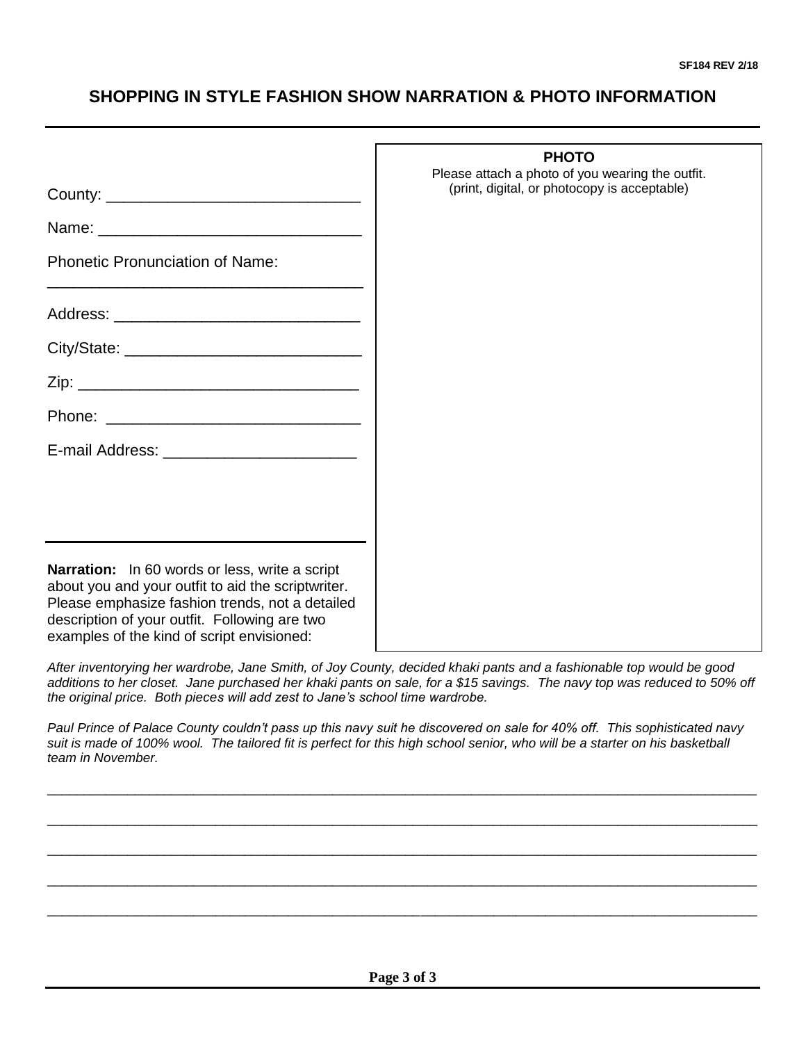SF184 REV 2/18

# SHOPPING IN STYLE FASHION SHOW NARRATION & PHOTO INFORMATION

County: ______________________________

Name: _______________________________

Phonetic Pronunciation of Name:
_____________________________________

Address: _____________________________

City/State: ___________________________

Zip: _________________________________

Phone: ______________________________

E-mail Address: _______________________

**PHOTO**
Please attach a photo of you wearing the outfit.
(print, digital, or photocopy is acceptable)

**Narration:** In 60 words or less, write a script about you and your outfit to aid the scriptwriter. Please emphasize fashion trends, not a detailed description of your outfit. Following are two examples of the kind of script envisioned:

*After inventorying her wardrobe, Jane Smith, of Joy County, decided khaki pants and a fashionable top would be good additions to her closet. Jane purchased her khaki pants on sale, for a $15 savings. The navy top was reduced to 50% off the original price. Both pieces will add zest to Jane's school time wardrobe.*

*Paul Prince of Palace County couldn't pass up this navy suit he discovered on sale for 40% off. This sophisticated navy suit is made of 100% wool. The tailored fit is perfect for this high school senior, who will be a starter on his basketball team in November.*

_____________________________________________________________________________________

_____________________________________________________________________________________

_____________________________________________________________________________________

_____________________________________________________________________________________

_____________________________________________________________________________________